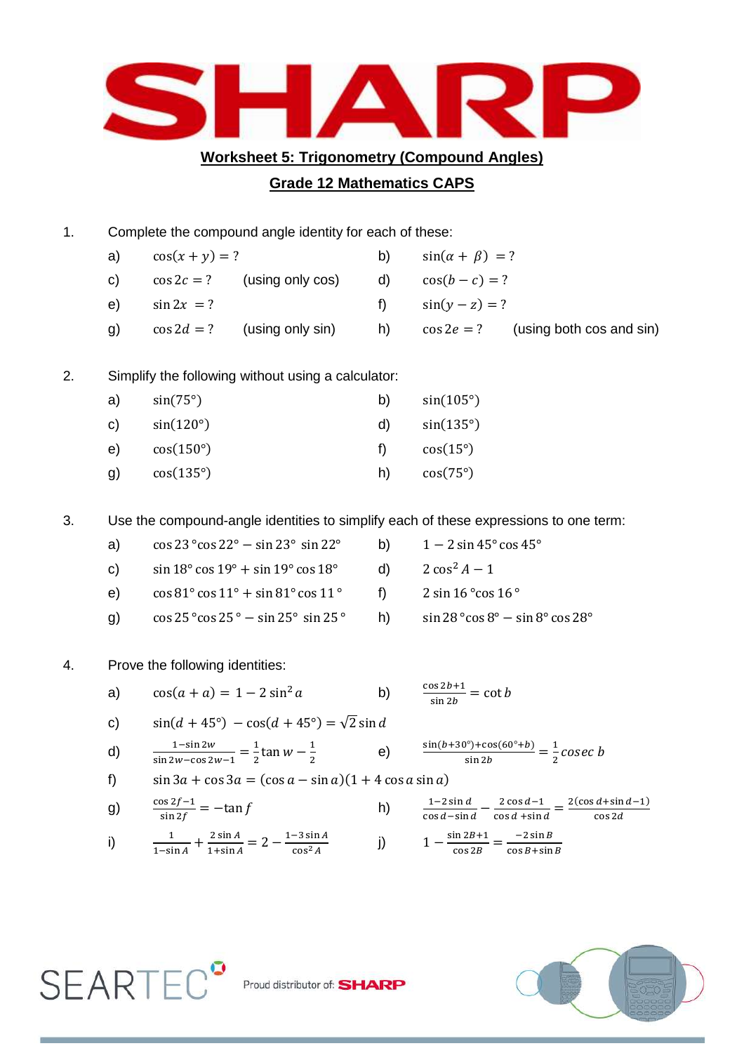# SHARP

## Worksheet 5: Trigonometry (Compound Angles)

## Grade 12 Mathematics CAPS

1. Complete the compound angle identity for each of these:

   a) $\cos(x+y) = ?$

   b) $\sin(\alpha + \beta) = ?$

   c) $\cos 2c = ?$ (using only cos)

   d) $\cos(b-c) = ?$

   e) $\sin 2x = ?$

   f) $\sin(y-z) = ?$

   g) $\cos 2d = ?$ (using only sin)

   h) $\cos 2e = ?$ (using both cos and sin)

2. Simplify the following without using a calculator:

   a) $\sin(75°)$

   b) $\sin(105°)$

   c) $\sin(120°)$

   d) $\sin(135°)$

   e) $\cos(150°)$

   f) $\cos(15°)$

   g) $\cos(135°)$

   h) $\cos(75°)$

3. Use the compound-angle identities to simplify each of these expressions to one term:

   a) $\cos 23°\cos 22° - \sin 23° \sin 22°$

   b) $1 - 2\sin 45° \cos 45°$

   c) $\sin 18° \cos 19° + \sin 19° \cos 18°$

   d) $2\cos^2 A - 1$

   e) $\cos 81° \cos 11° + \sin 81° \cos 11°$

   f) $2 \sin 16° \cos 16°$

   g) $\cos 25° \cos 25° - \sin 25° \sin 25°$

   h) $\sin 28° \cos 8° - \sin 8° \cos 28°$

4. Prove the following identities:

   a) $\cos(a+a) = 1 - 2\sin^2 a$

   b) $\frac{\cos 2b + 1}{\sin 2b} = \cot b$

   c) $\sin(d+45°) - \cos(d+45°) = \sqrt{2}\sin d$

   d) $\frac{1-\sin 2w}{\sin 2w - \cos 2w - 1} = \frac{1}{2}\tan w - \frac{1}{2}$

   e) $\frac{\sin(b+30°)+\cos(60°+b)}{\sin 2b} = \frac{1}{2} cosec\ b$

   f) $\sin 3a + \cos 3a = (\cos a - \sin a)(1 + 4\cos a \sin a)$

   g) $\frac{\cos 2f - 1}{\sin 2f} = -\tan f$

   h) $\frac{1-2\sin d}{\cos d - \sin d} - \frac{2\cos d - 1}{\cos d + \sin d} = \frac{2(\cos d + \sin d - 1)}{\cos 2d}$

   i) $\frac{1}{1-\sin A} + \frac{2\sin A}{1+\sin A} = 2 - \frac{1-3\sin A}{\cos^2 A}$

   j) $1 - \frac{\sin 2B + 1}{\cos 2B} = \frac{-2\sin B}{\cos B + \sin B}$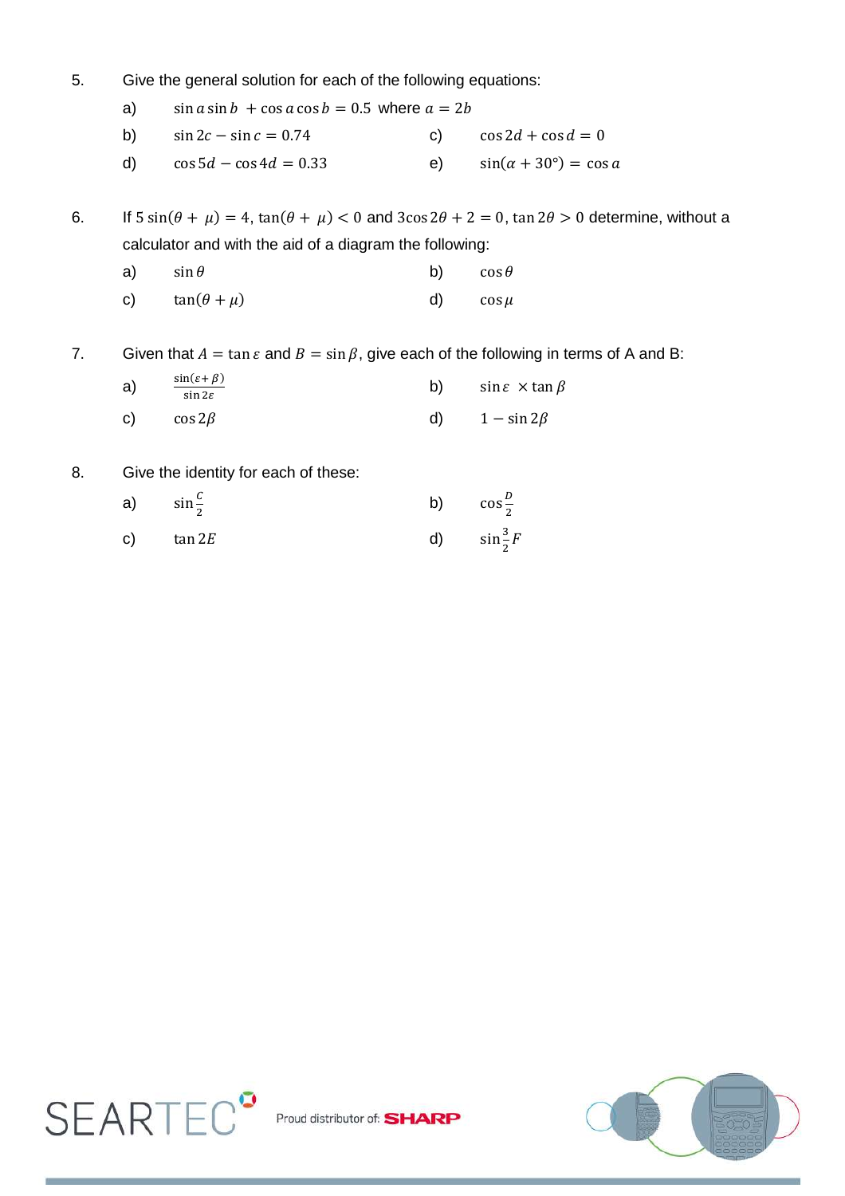5. Give the general solution for each of the following equations:

   a) $\sin a \sin b + \cos a \cos b = 0.5$ where $a = 2b$

   b) $\sin 2c - \sin c = 0.74$

   c) $\cos 2d + \cos d = 0$

   d) $\cos 5d - \cos 4d = 0.33$

   e) $\sin(\alpha + 30°) = \cos \alpha$

6. If $5\sin(\theta + \mu) = 4$, $\tan(\theta + \mu) < 0$ and $3\cos 2\theta + 2 = 0$, $\tan 2\theta > 0$ determine, without a calculator and with the aid of a diagram the following:

   a) $\sin \theta$

   b) $\cos \theta$

   c) $\tan(\theta + \mu)$

   d) $\cos \mu$

7. Given that $A = \tan \varepsilon$ and $B = \sin \beta$, give each of the following in terms of A and B:

   a) $\frac{\sin(\varepsilon + \beta)}{\sin 2\varepsilon}$

   b) $\sin \varepsilon \times \tan \beta$

   c) $\cos 2\beta$

   d) $1 - \sin 2\beta$

8. Give the identity for each of these:

   a) $\sin \frac{C}{2}$

   b) $\cos \frac{D}{2}$

   c) $\tan 2E$

   d) $\sin \frac{3}{2} F$

SEARTEC Proud distributor of: SHARP